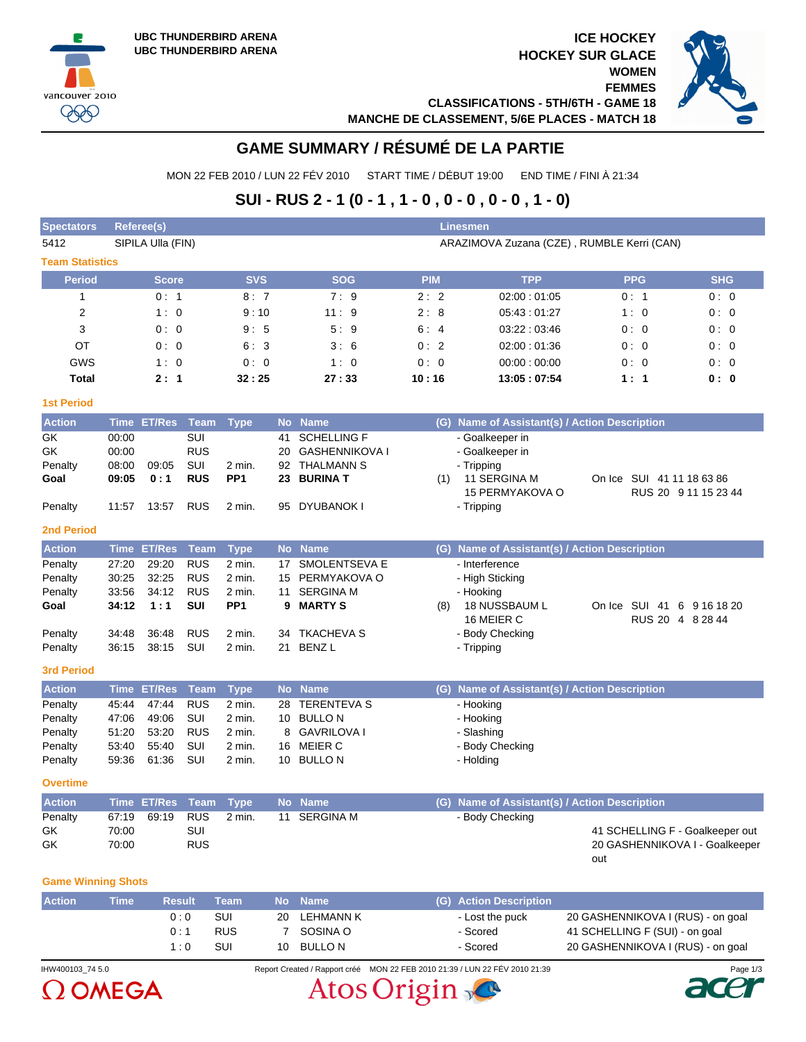UBC THUNDERBIRD ARENA
UBC THUNDERBIRD ARENA

ICE HOCKEY
HOCKEY SUR GLACE
WOMEN
FEMMES
CLASSIFICATIONS - 5TH/6TH - GAME 18
MANCHE DE CLASSEMENT, 5/6E PLACES - MATCH 18

# GAME SUMMARY / RÉSUMÉ DE LA PARTIE

MON 22 FEB 2010 / LUN 22 FÉV 2010 START TIME / DÉBUT 19:00 END TIME / FINI À 21:34

## SUI - RUS 2 - 1 (0 - 1 , 1 - 0 , 0 - 0 , 0 - 0 , 1 - 0)

| Spectators | Referee(s) | Linesmen |
|---|---|---|
| 5412 | SIPILA Ulla (FIN) | ARAZIMOVA Zuzana (CZE) , RUMBLE Kerri (CAN) |

### Team Statistics

| Period | Score | SVS | SOG | PIM | TPP | PPG | SHG |
|---|---|---|---|---|---|---|---|
| 1 | 0 : 1 | 8 : 7 | 7 : 9 | 2 : 2 | 02:00 : 01:05 | 0 : 1 | 0 : 0 |
| 2 | 1 : 0 | 9 : 10 | 11 : 9 | 2 : 8 | 05:43 : 01:27 | 1 : 0 | 0 : 0 |
| 3 | 0 : 0 | 9 : 5 | 5 : 9 | 6 : 4 | 03:22 : 03:46 | 0 : 0 | 0 : 0 |
| OT | 0 : 0 | 6 : 3 | 3 : 6 | 0 : 2 | 02:00 : 01:36 | 0 : 0 | 0 : 0 |
| GWS | 1 : 0 | 0 : 0 | 1 : 0 | 0 : 0 | 00:00 : 00:00 | 0 : 0 | 0 : 0 |
| **Total** | **2 : 1** | **32 : 25** | **27 : 33** | **10 : 16** | **13:05 : 07:54** | **1 : 1** | **0 : 0** |

### 1st Period

| Action | Time | ET/Res | Team | Type | No | Name | (G) | Name of Assistant(s) / Action Description | |
|---|---|---|---|---|---|---|---|---|---|
| GK | 00:00 | | SUI | | 41 | SCHELLING F | | - Goalkeeper in | |
| GK | 00:00 | | RUS | | 20 | GASHENNIKOVA I | | - Goalkeeper in | |
| Penalty | 08:00 | 09:05 | SUI | 2 min. | 92 | THALMANN S | | - Tripping | |
| **Goal** | **09:05** | **0 : 1** | **RUS** | **PP1** | **23** | **BURINA T** | (1) | 11 SERGINA M<br>15 PERMYAKOVA O | On Ice SUI 41 11 18 63 86<br>RUS 20 9 11 15 23 44 |
| Penalty | 11:57 | 13:57 | RUS | 2 min. | 95 | DYUBANOK I | | - Tripping | |

### 2nd Period

| Action | Time | ET/Res | Team | Type | No | Name | (G) | Name of Assistant(s) / Action Description | |
|---|---|---|---|---|---|---|---|---|---|
| Penalty | 27:20 | 29:20 | RUS | 2 min. | 17 | SMOLENTSEVA E | | - Interference | |
| Penalty | 30:25 | 32:25 | RUS | 2 min. | 15 | PERMYAKOVA O | | - High Sticking | |
| Penalty | 33:56 | 34:12 | RUS | 2 min. | 11 | SERGINA M | | - Hooking | |
| **Goal** | **34:12** | **1 : 1** | **SUI** | **PP1** | **9** | **MARTY S** | (8) | 18 NUSSBAUM L<br>16 MEIER C | On Ice SUI 41 6 9 16 18 20<br>RUS 20 4 8 28 44 |
| Penalty | 34:48 | 36:48 | RUS | 2 min. | 34 | TKACHEVA S | | - Body Checking | |
| Penalty | 36:15 | 38:15 | SUI | 2 min. | 21 | BENZ L | | - Tripping | |

### 3rd Period

| Action | Time | ET/Res | Team | Type | No | Name | (G) | Name of Assistant(s) / Action Description |
|---|---|---|---|---|---|---|---|---|
| Penalty | 45:44 | 47:44 | RUS | 2 min. | 28 | TERENTEVA S | | - Hooking |
| Penalty | 47:06 | 49:06 | SUI | 2 min. | 10 | BULLO N | | - Hooking |
| Penalty | 51:20 | 53:20 | RUS | 2 min. | 8 | GAVRILOVA I | | - Slashing |
| Penalty | 53:40 | 55:40 | SUI | 2 min. | 16 | MEIER C | | - Body Checking |
| Penalty | 59:36 | 61:36 | SUI | 2 min. | 10 | BULLO N | | - Holding |

### Overtime

| Action | Time | ET/Res | Team | Type | No | Name | (G) | Name of Assistant(s) / Action Description | |
|---|---|---|---|---|---|---|---|---|---|
| Penalty | 67:19 | 69:19 | RUS | 2 min. | 11 | SERGINA M | | - Body Checking | |
| GK | 70:00 | | SUI | | | | | | 41 SCHELLING F - Goalkeeper out |
| GK | 70:00 | | RUS | | | | | | 20 GASHENNIKOVA I - Goalkeeper out |

### Game Winning Shots

| Action | Time | Result | Team | No | Name | (G) | Action Description | |
|---|---|---|---|---|---|---|---|---|
| | | 0 : 0 | SUI | 20 | LEHMANN K | | - Lost the puck | 20 GASHENNIKOVA I (RUS) - on goal |
| | | 0 : 1 | RUS | 7 | SOSINA O | | - Scored | 41 SCHELLING F (SUI) - on goal |
| | | 1 : 0 | SUI | 10 | BULLO N | | - Scored | 20 GASHENNIKOVA I (RUS) - on goal |

IHW400103_74 5.0 Report Created / Rapport créé MON 22 FEB 2010 21:39 / LUN 22 FÉV 2010 21:39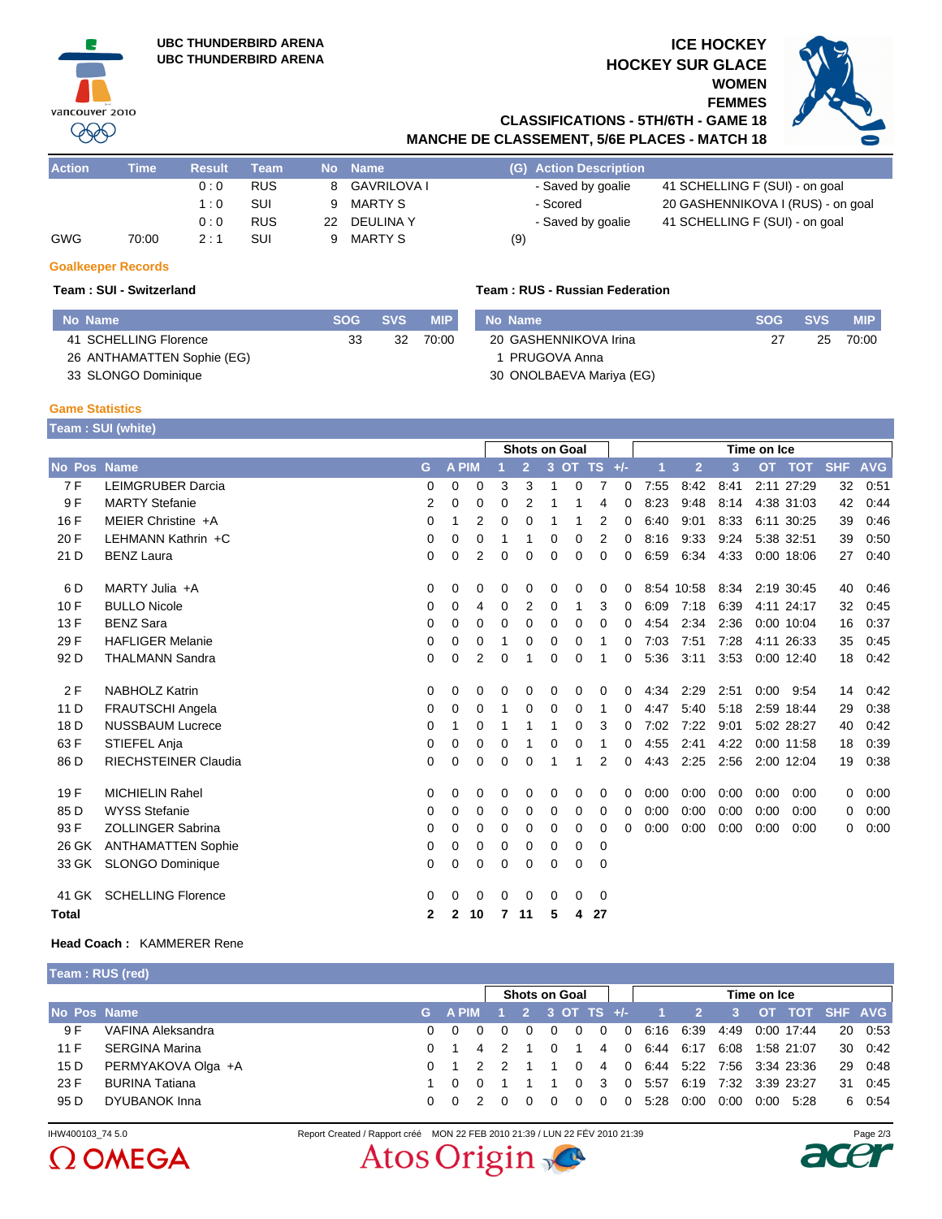UBC THUNDERBIRD ARENA
UBC THUNDERBIRD ARENA

# ICE HOCKEY
# HOCKEY SUR GLACE
## WOMEN
## FEMMES
## CLASSIFICATIONS - 5TH/6TH - GAME 18
## MANCHE DE CLASSEMENT, 5/6E PLACES - MATCH 18

| Action | Time | Result | Team | No | Name | (G) | Action Description | |
|---|---|---|---|---|---|---|---|---|
| | | 0 : 0 | RUS | 8 | GAVRILOVA I | | - Saved by goalie | 41 SCHELLING F (SUI) - on goal |
| | | 1 : 0 | SUI | 9 | MARTY S | | - Scored | 20 GASHENNIKOVA I (RUS) - on goal |
| | | 0 : 0 | RUS | 22 | DEULINA Y | | - Saved by goalie | 41 SCHELLING F (SUI) - on goal |
| GWG | 70:00 | 2 : 1 | SUI | 9 | MARTY S | (9) | | |

### Goalkeeper Records

**Team : SUI - Switzerland**

| No | Name | SOG | SVS | MIP |
|---|---|---|---|---|
| 41 | SCHELLING Florence | 33 | 32 | 70:00 |
| 26 | ANTHAMATTEN Sophie (EG) | | | |
| 33 | SLONGO Dominique | | | |

**Team : RUS - Russian Federation**

| No | Name | SOG | SVS | MIP |
|---|---|---|---|---|
| 20 | GASHENNIKOVA Irina | 27 | 25 | 70:00 |
| 1 | PRUGOVA Anna | | | |
| 30 | ONOLBAEVA Mariya (EG) | | | |

### Game Statistics

**Team : SUI (white)**

| | | | | | | Shots on Goal | | | | | | Time on Ice | | | | | | |
|---|---|---|---|---|---|---|---|---|---|---|---|---|---|---|---|---|---|---|
| No | Pos | Name | G | A | PIM | 1 | 2 | 3 | OT | TS | +/- | 1 | 2 | 3 | OT | TOT | SHF | AVG |
| 7 | F | LEIMGRUBER Darcia | 0 | 0 | 0 | 3 | 3 | 1 | 0 | 7 | 0 | 7:55 | 8:42 | 8:41 | 2:11 | 27:29 | 32 | 0:51 |
| 9 | F | MARTY Stefanie | 2 | 0 | 0 | 0 | 2 | 1 | 1 | 4 | 0 | 8:23 | 9:48 | 8:14 | 4:38 | 31:03 | 42 | 0:44 |
| 16 | F | MEIER Christine +A | 0 | 1 | 2 | 0 | 0 | 1 | 1 | 2 | 0 | 6:40 | 9:01 | 8:33 | 6:11 | 30:25 | 39 | 0:46 |
| 20 | F | LEHMANN Kathrin +C | 0 | 0 | 0 | 1 | 1 | 0 | 0 | 2 | 0 | 8:16 | 9:33 | 9:24 | 5:38 | 32:51 | 39 | 0:50 |
| 21 | D | BENZ Laura | 0 | 0 | 2 | 0 | 0 | 0 | 0 | 0 | 0 | 6:59 | 6:34 | 4:33 | 0:00 | 18:06 | 27 | 0:40 |
| 6 | D | MARTY Julia +A | 0 | 0 | 0 | 0 | 0 | 0 | 0 | 0 | 0 | 8:54 | 10:58 | 8:34 | 2:19 | 30:45 | 40 | 0:46 |
| 10 | F | BULLO Nicole | 0 | 0 | 4 | 0 | 2 | 0 | 1 | 3 | 0 | 6:09 | 7:18 | 6:39 | 4:11 | 24:17 | 32 | 0:45 |
| 13 | F | BENZ Sara | 0 | 0 | 0 | 0 | 0 | 0 | 0 | 0 | 0 | 4:54 | 2:34 | 2:36 | 0:00 | 10:04 | 16 | 0:37 |
| 29 | F | HAFLIGER Melanie | 0 | 0 | 0 | 1 | 0 | 0 | 0 | 1 | 0 | 7:03 | 7:51 | 7:28 | 4:11 | 26:33 | 35 | 0:45 |
| 92 | D | THALMANN Sandra | 0 | 0 | 2 | 0 | 1 | 0 | 0 | 1 | 0 | 5:36 | 3:11 | 3:53 | 0:00 | 12:40 | 18 | 0:42 |
| 2 | F | NABHOLZ Katrin | 0 | 0 | 0 | 0 | 0 | 0 | 0 | 0 | 0 | 4:34 | 2:29 | 2:51 | 0:00 | 9:54 | 14 | 0:42 |
| 11 | D | FRAUTSCHI Angela | 0 | 0 | 0 | 1 | 0 | 0 | 0 | 1 | 0 | 4:47 | 5:40 | 5:18 | 2:59 | 18:44 | 29 | 0:38 |
| 18 | D | NUSSBAUM Lucrece | 0 | 1 | 0 | 1 | 1 | 1 | 0 | 3 | 0 | 7:02 | 7:22 | 9:01 | 5:02 | 28:27 | 40 | 0:42 |
| 63 | F | STIEFEL Anja | 0 | 0 | 0 | 0 | 1 | 0 | 0 | 1 | 0 | 4:55 | 2:41 | 4:22 | 0:00 | 11:58 | 18 | 0:39 |
| 86 | D | RIECHSTEINER Claudia | 0 | 0 | 0 | 0 | 0 | 1 | 1 | 2 | 0 | 4:43 | 2:25 | 2:56 | 2:00 | 12:04 | 19 | 0:38 |
| 19 | F | MICHIELIN Rahel | 0 | 0 | 0 | 0 | 0 | 0 | 0 | 0 | 0 | 0:00 | 0:00 | 0:00 | 0:00 | 0:00 | 0 | 0:00 |
| 85 | D | WYSS Stefanie | 0 | 0 | 0 | 0 | 0 | 0 | 0 | 0 | 0 | 0:00 | 0:00 | 0:00 | 0:00 | 0:00 | 0 | 0:00 |
| 93 | F | ZOLLINGER Sabrina | 0 | 0 | 0 | 0 | 0 | 0 | 0 | 0 | 0 | 0:00 | 0:00 | 0:00 | 0:00 | 0:00 | 0 | 0:00 |
| 26 | GK | ANTHAMATTEN Sophie | 0 | 0 | 0 | 0 | 0 | 0 | 0 | 0 | | | | | | | | |
| 33 | GK | SLONGO Dominique | 0 | 0 | 0 | 0 | 0 | 0 | 0 | 0 | | | | | | | | |
| 41 | GK | SCHELLING Florence | 0 | 0 | 0 | 0 | 0 | 0 | 0 | 0 | | | | | | | | |
| **Total** | | | **2** | **2** | **10** | **7** | **11** | **5** | **4** | **27** | | | | | | | | |

**Head Coach :** KAMMERER Rene

**Team : RUS (red)**

| | | | | | | Shots on Goal | | | | | | Time on Ice | | | | | | |
|---|---|---|---|---|---|---|---|---|---|---|---|---|---|---|---|---|---|---|
| No | Pos | Name | G | A | PIM | 1 | 2 | 3 | OT | TS | +/- | 1 | 2 | 3 | OT | TOT | SHF | AVG |
| 9 | F | VAFINA Aleksandra | 0 | 0 | 0 | 0 | 0 | 0 | 0 | 0 | 0 | 6:16 | 6:39 | 4:49 | 0:00 | 17:44 | 20 | 0:53 |
| 11 | F | SERGINA Marina | 0 | 1 | 4 | 2 | 1 | 0 | 1 | 4 | 0 | 6:44 | 6:17 | 6:08 | 1:58 | 21:07 | 30 | 0:42 |
| 15 | D | PERMYAKOVA Olga +A | 0 | 1 | 2 | 2 | 1 | 1 | 0 | 4 | 0 | 6:44 | 5:22 | 7:56 | 3:34 | 23:36 | 29 | 0:48 |
| 23 | F | BURINA Tatiana | 1 | 0 | 0 | 1 | 1 | 1 | 0 | 3 | 0 | 5:57 | 6:19 | 7:32 | 3:39 | 23:27 | 31 | 0:45 |
| 95 | D | DYUBANOK Inna | 0 | 0 | 2 | 0 | 0 | 0 | 0 | 0 | 0 | 5:28 | 0:00 | 0:00 | 0:00 | 5:28 | 6 | 0:54 |

IHW400103_74 5.0 Report Created / Rapport créé MON 22 FEB 2010 21:39 / LUN 22 FÉV 2010 21:39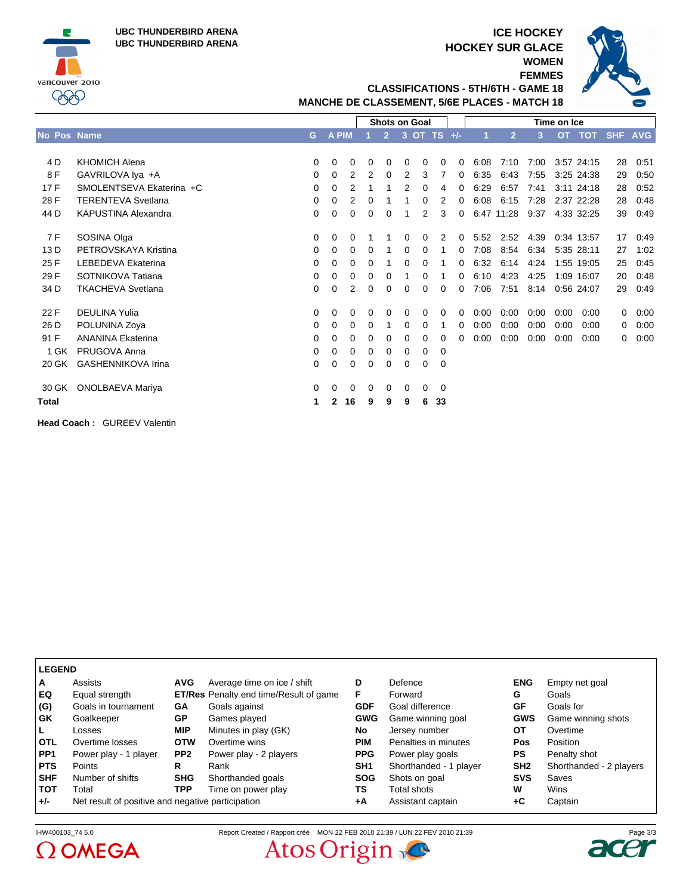UBC THUNDERBIRD ARENA
UBC THUNDERBIRD ARENA

# ICE HOCKEY
# HOCKEY SUR GLACE
## WOMEN
## FEMMES
### CLASSIFICATIONS - 5TH/6TH - GAME 18
### MANCHE DE CLASSEMENT, 5/6E PLACES - MATCH 18

| No | Pos | Name | G | A | PIM | Shots on Goal 1 | 2 | 3 | OT | TS | +/- | Time on Ice 1 | 2 | 3 | OT | TOT | SHF | AVG |
|---|---|---|---|---|---|---|---|---|---|---|---|---|---|---|---|---|---|---|
| 4 | D | KHOMICH Alena | 0 | 0 | 0 | 0 | 0 | 0 | 0 | 0 | 0 | 6:08 | 7:10 | 7:00 | | 3:57 24:15 | 28 | 0:51 |
| 8 | F | GAVRILOVA Iya +A | 0 | 0 | 2 | 2 | 0 | 2 | 3 | 7 | 0 | 6:35 | 6:43 | 7:55 | | 3:25 24:38 | 29 | 0:50 |
| 17 | F | SMOLENTSEVA Ekaterina +C | 0 | 0 | 2 | 1 | 1 | 2 | 0 | 4 | 0 | 6:29 | 6:57 | 7:41 | | 3:11 24:18 | 28 | 0:52 |
| 28 | F | TERENTEVA Svetlana | 0 | 0 | 2 | 0 | 1 | 1 | 0 | 2 | 0 | 6:08 | 6:15 | 7:28 | | 2:37 22:28 | 28 | 0:48 |
| 44 | D | KAPUSTINA Alexandra | 0 | 0 | 0 | 0 | 0 | 1 | 2 | 3 | 0 | 6:47 | 11:28 | 9:37 | | 4:33 32:25 | 39 | 0:49 |
| 7 | F | SOSINA Olga | 0 | 0 | 0 | 1 | 1 | 0 | 0 | 2 | 0 | 5:52 | 2:52 | 4:39 | | 0:34 13:57 | 17 | 0:49 |
| 13 | D | PETROVSKAYA Kristina | 0 | 0 | 0 | 0 | 1 | 0 | 0 | 1 | 0 | 7:08 | 8:54 | 6:34 | | 5:35 28:11 | 27 | 1:02 |
| 25 | F | LEBEDEVA Ekaterina | 0 | 0 | 0 | 0 | 1 | 0 | 0 | 1 | 0 | 6:32 | 6:14 | 4:24 | | 1:55 19:05 | 25 | 0:45 |
| 29 | F | SOTNIKOVA Tatiana | 0 | 0 | 0 | 0 | 0 | 1 | 0 | 1 | 0 | 6:10 | 4:23 | 4:25 | | 1:09 16:07 | 20 | 0:48 |
| 34 | D | TKACHEVA Svetlana | 0 | 0 | 2 | 0 | 0 | 0 | 0 | 0 | 0 | 7:06 | 7:51 | 8:14 | | 0:56 24:07 | 29 | 0:49 |
| 22 | F | DEULINA Yulia | 0 | 0 | 0 | 0 | 0 | 0 | 0 | 0 | 0 | 0:00 | 0:00 | 0:00 | 0:00 | 0:00 | 0 | 0:00 |
| 26 | D | POLUNINA Zoya | 0 | 0 | 0 | 0 | 1 | 0 | 0 | 1 | 0 | 0:00 | 0:00 | 0:00 | 0:00 | 0:00 | 0 | 0:00 |
| 91 | F | ANANINA Ekaterina | 0 | 0 | 0 | 0 | 0 | 0 | 0 | 0 | 0 | 0:00 | 0:00 | 0:00 | 0:00 | 0:00 | 0 | 0:00 |
| 1 | GK | PRUGOVA Anna | 0 | 0 | 0 | 0 | 0 | 0 | 0 | 0 | | | | | | | | |
| 20 | GK | GASHENNIKOVA Irina | 0 | 0 | 0 | 0 | 0 | 0 | 0 | 0 | | | | | | | | |
| 30 | GK | ONOLBAEVA Mariya | 0 | 0 | 0 | 0 | 0 | 0 | 0 | 0 | | | | | | | | |
| **Total** | | | **1** | **2** | **16** | **9** | **9** | **9** | **6** | **33** | | | | | | | | |

**Head Coach :** GUREEV Valentin

| LEGEND | | | | | | | |
|---|---|---|---|---|---|---|---|
| **A** | Assists | **AVG** | Average time on ice / shift | **D** | Defence | **ENG** | Empty net goal |
| **EQ** | Equal strength | **ET/Res** | Penalty end time/Result of game | **F** | Forward | **G** | Goals |
| **(G)** | Goals in tournament | **GA** | Goals against | **GDF** | Goal difference | **GF** | Goals for |
| **GK** | Goalkeeper | **GP** | Games played | **GWG** | Game winning goal | **GWS** | Game winning shots |
| **L** | Losses | **MIP** | Minutes in play (GK) | **No** | Jersey number | **OT** | Overtime |
| **OTL** | Overtime losses | **OTW** | Overtime wins | **PIM** | Penalties in minutes | **Pos** | Position |
| **PP1** | Power play - 1 player | **PP2** | Power play - 2 players | **PPG** | Power play goals | **PS** | Penalty shot |
| **PTS** | Points | **R** | Rank | **SH1** | Shorthanded - 1 player | **SH2** | Shorthanded - 2 players |
| **SHF** | Number of shifts | **SHG** | Shorthanded goals | **SOG** | Shots on goal | **SVS** | Saves |
| **TOT** | Total | **TPP** | Time on power play | **TS** | Total shots | **W** | Wins |
| **+/-** | Net result of positive and negative participation | | | **+A** | Assistant captain | **+C** | Captain |

IHW400103_74 5.0 — Report Created / Rapport créé MON 22 FEB 2010 21:39 / LUN 22 FÉV 2010 21:39